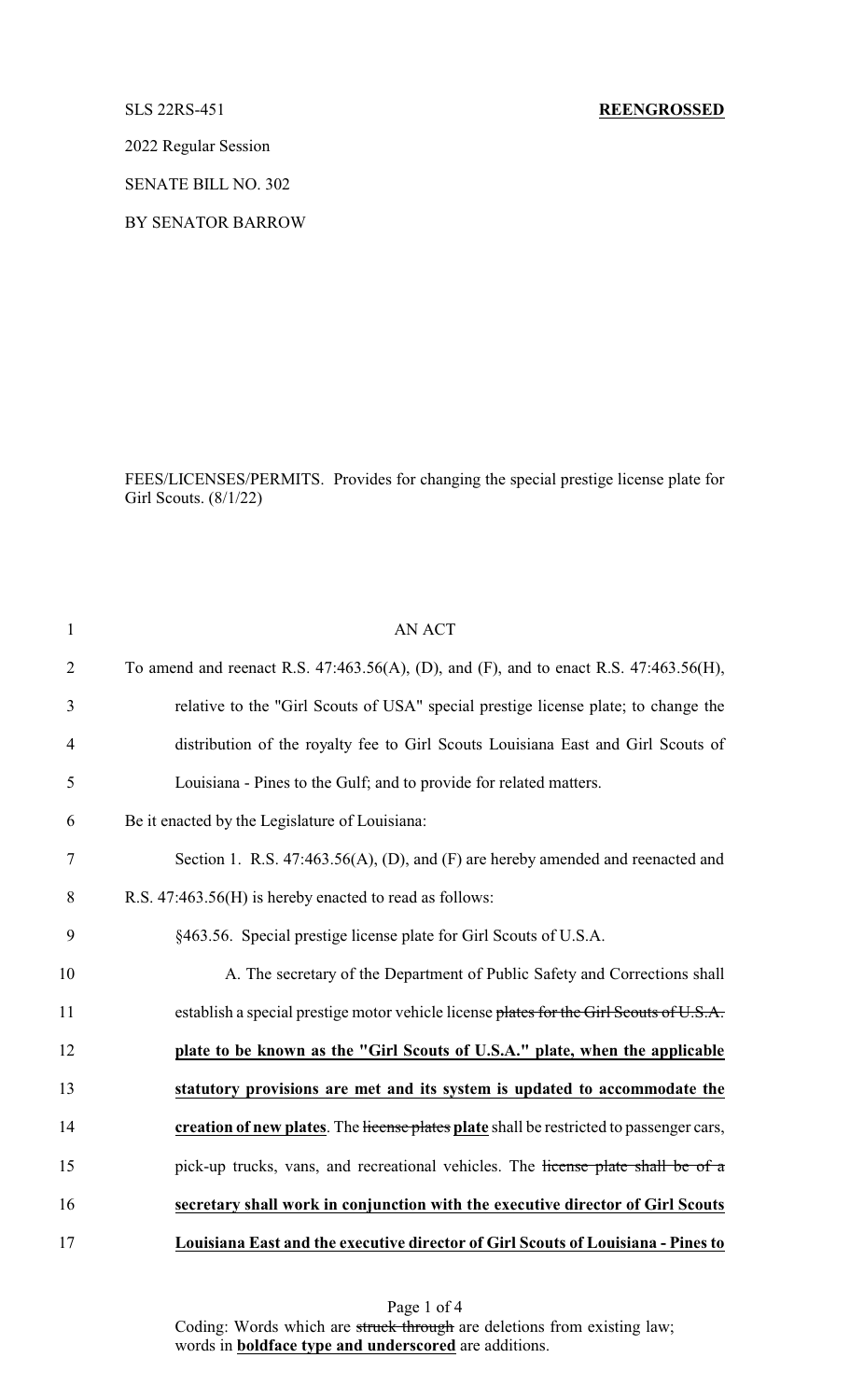SLS 22RS-451 **REENGROSSED**

2022 Regular Session

SENATE BILL NO. 302

BY SENATOR BARROW

FEES/LICENSES/PERMITS. Provides for changing the special prestige license plate for Girl Scouts. (8/1/22)

AN ACT

To amend and reenact R.S. 47:463.56(A), (D), and (F), and to enact R.S. 47:463.56(H), relative to the "Girl Scouts of USA" special prestige license plate; to change the distribution of the royalty fee to Girl Scouts Louisiana East and Girl Scouts of Louisiana - Pines to the Gulf; and to provide for related matters.

Be it enacted by the Legislature of Louisiana:

Section 1. R.S. 47:463.56(A), (D), and (F) are hereby amended and reenacted and R.S. 47:463.56(H) is hereby enacted to read as follows:

§463.56. Special prestige license plate for Girl Scouts of U.S.A.

A. The secretary of the Department of Public Safety and Corrections shall establish a special prestige motor vehicle license ~~plates for the Girl Scouts of U.S.A.~~ **plate to be known as the "Girl Scouts of U.S.A." plate, when the applicable statutory provisions are met and its system is updated to accommodate the creation of new plates**. The ~~license plates~~ **plate** shall be restricted to passenger cars, pick-up trucks, vans, and recreational vehicles. The ~~license plate shall be of a~~ **secretary shall work in conjunction with the executive director of Girl Scouts Louisiana East and the executive director of Girl Scouts of Louisiana - Pines to**

Coding: Words which are ~~struck through~~ are deletions from existing law; words in **boldface type and underscored** are additions.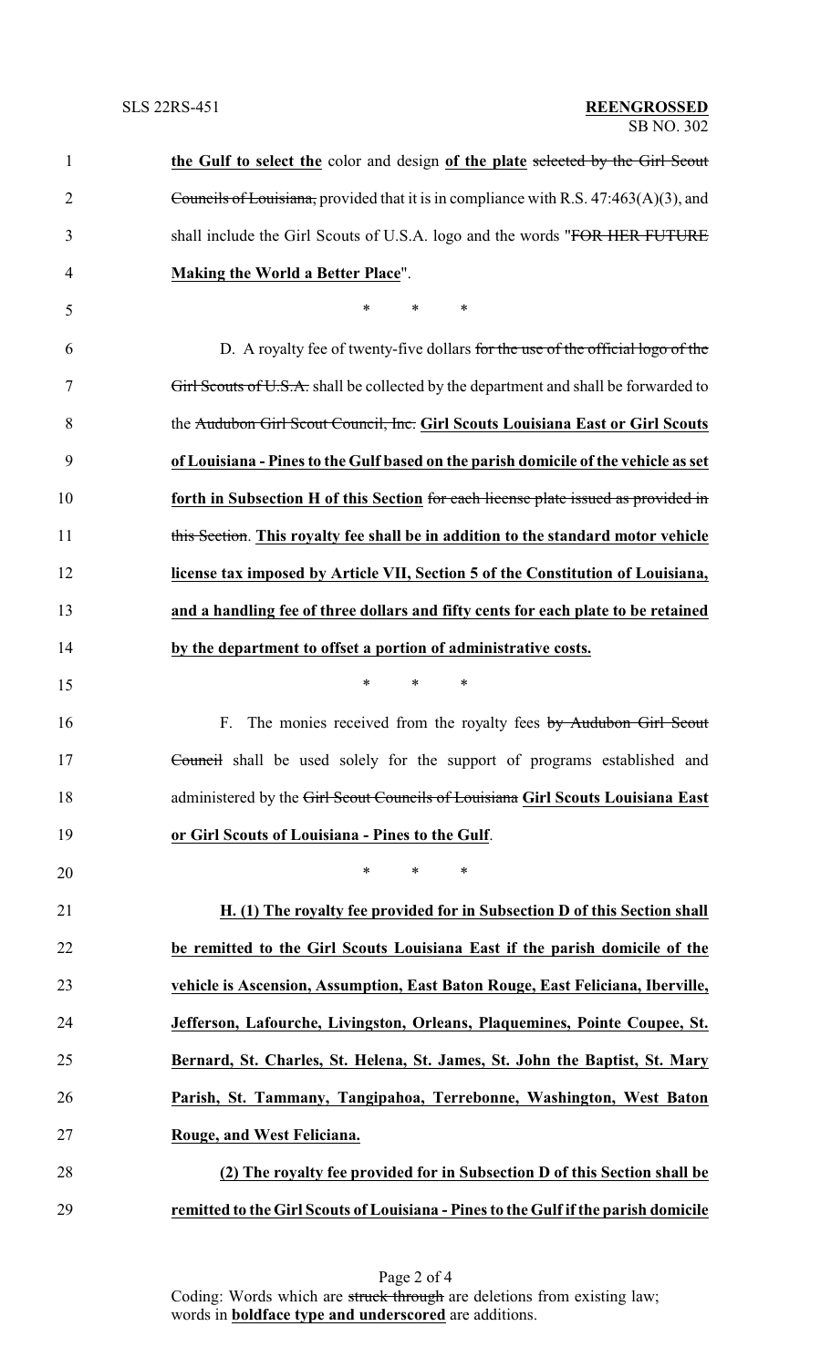**the Gulf to select the** color and design **of the plate** ~~selected by the Girl Scout Councils of Louisiana,~~ provided that it is in compliance with R.S. 47:463(A)(3), and shall include the Girl Scouts of U.S.A. logo and the words "~~FOR HER FUTURE~~ **Making the World a Better Place**".

\* \* \*

D. A royalty fee of twenty-five dollars ~~for the use of the official logo of the Girl Scouts of U.S.A.~~ shall be collected by the department and shall be forwarded to the ~~Audubon Girl Scout Council, Inc.~~ **Girl Scouts Louisiana East or Girl Scouts of Louisiana - Pines to the Gulf based on the parish domicile of the vehicle as set forth in Subsection H of this Section** ~~for each license plate issued as provided in this Section~~. **This royalty fee shall be in addition to the standard motor vehicle license tax imposed by Article VII, Section 5 of the Constitution of Louisiana, and a handling fee of three dollars and fifty cents for each plate to be retained by the department to offset a portion of administrative costs.**

\* \* \*

F. The monies received from the royalty fees ~~by Audubon Girl Scout Council~~ shall be used solely for the support of programs established and administered by the ~~Girl Scout Councils of Louisiana~~ **Girl Scouts Louisiana East or Girl Scouts of Louisiana - Pines to the Gulf**.

\* \* \*

**H. (1) The royalty fee provided for in Subsection D of this Section shall be remitted to the Girl Scouts Louisiana East if the parish domicile of the vehicle is Ascension, Assumption, East Baton Rouge, East Feliciana, Iberville, Jefferson, Lafourche, Livingston, Orleans, Plaquemines, Pointe Coupee, St. Bernard, St. Charles, St. Helena, St. James, St. John the Baptist, St. Mary Parish, St. Tammany, Tangipahoa, Terrebonne, Washington, West Baton Rouge, and West Feliciana.**

**(2) The royalty fee provided for in Subsection D of this Section shall be remitted to the Girl Scouts of Louisiana - Pines to the Gulf if the parish domicile**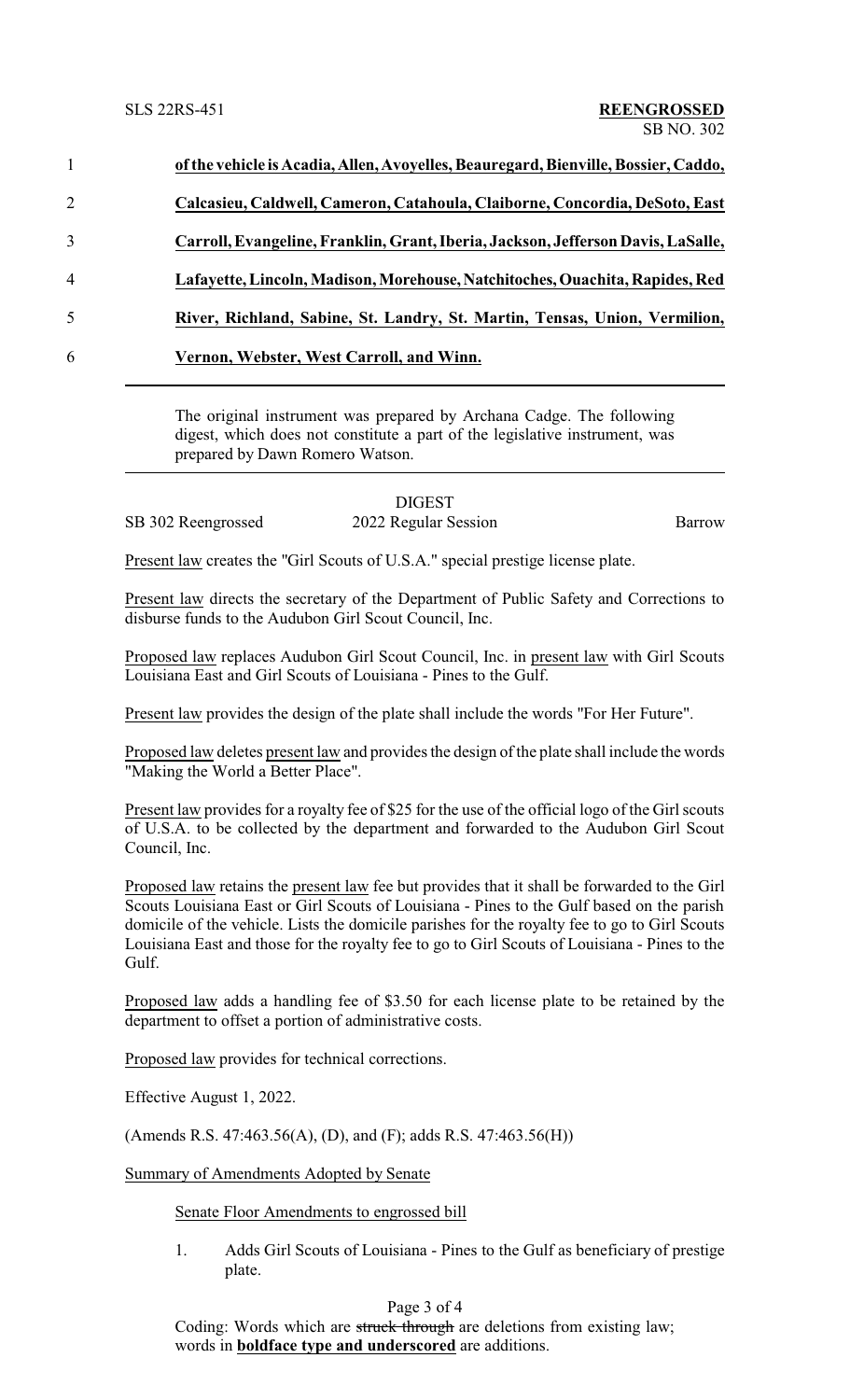1 **of the vehicle is Acadia, Allen, Avoyelles, Beauregard, Bienville, Bossier, Caddo,**

2 **Calcasieu, Caldwell, Cameron, Catahoula, Claiborne, Concordia, DeSoto, East**

3 **Carroll, Evangeline, Franklin, Grant, Iberia, Jackson, Jefferson Davis, LaSalle,**

4 **Lafayette, Lincoln, Madison, Morehouse, Natchitoches, Ouachita, Rapides, Red**

5 **River, Richland, Sabine, St. Landry, St. Martin, Tensas, Union, Vermilion,**

6 **Vernon, Webster, West Carroll, and Winn.**

---

The original instrument was prepared by Archana Cadge. The following digest, which does not constitute a part of the legislative instrument, was prepared by Dawn Romero Watson.

---

DIGEST

SB 302 Reengrossed 2022 Regular Session Barrow

Present law creates the "Girl Scouts of U.S.A." special prestige license plate.

Present law directs the secretary of the Department of Public Safety and Corrections to disburse funds to the Audubon Girl Scout Council, Inc.

Proposed law replaces Audubon Girl Scout Council, Inc. in present law with Girl Scouts Louisiana East and Girl Scouts of Louisiana - Pines to the Gulf.

Present law provides the design of the plate shall include the words "For Her Future".

Proposed law deletes present law and provides the design of the plate shall include the words "Making the World a Better Place".

Present law provides for a royalty fee of $25 for the use of the official logo of the Girl scouts of U.S.A. to be collected by the department and forwarded to the Audubon Girl Scout Council, Inc.

Proposed law retains the present law fee but provides that it shall be forwarded to the Girl Scouts Louisiana East or Girl Scouts of Louisiana - Pines to the Gulf based on the parish domicile of the vehicle. Lists the domicile parishes for the royalty fee to go to Girl Scouts Louisiana East and those for the royalty fee to go to Girl Scouts of Louisiana - Pines to the Gulf.

Proposed law adds a handling fee of $3.50 for each license plate to be retained by the department to offset a portion of administrative costs.

Proposed law provides for technical corrections.

Effective August 1, 2022.

(Amends R.S. 47:463.56(A), (D), and (F); adds R.S. 47:463.56(H))

Summary of Amendments Adopted by Senate

Senate Floor Amendments to engrossed bill

1. Adds Girl Scouts of Louisiana - Pines to the Gulf as beneficiary of prestige plate.

Coding: Words which are ~~struck through~~ are deletions from existing law; words in **boldface type and underscored** are additions.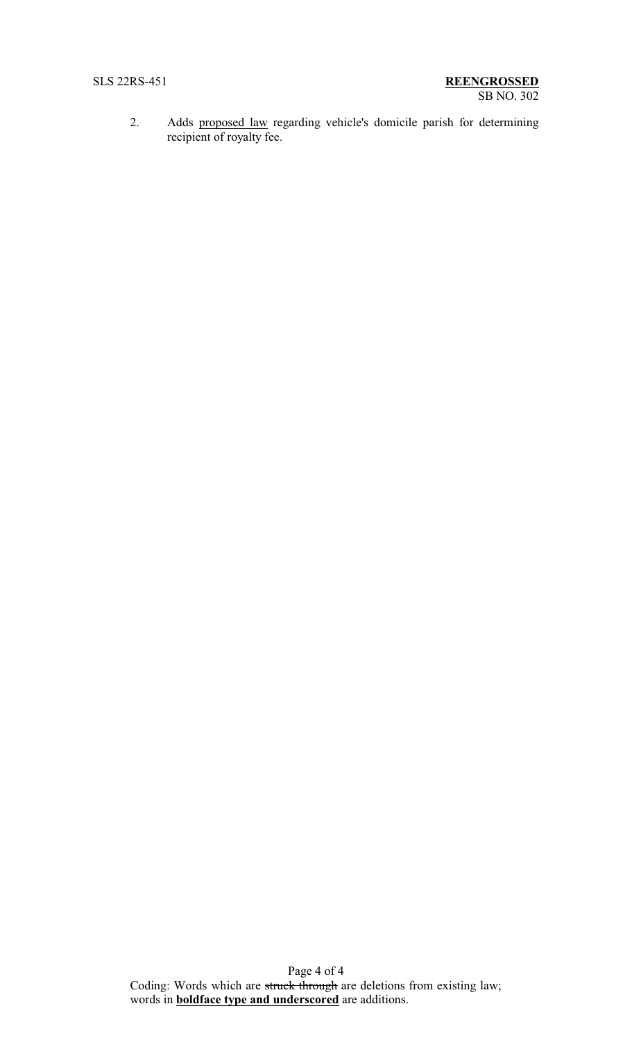2. Adds proposed law regarding vehicle's domicile parish for determining recipient of royalty fee.